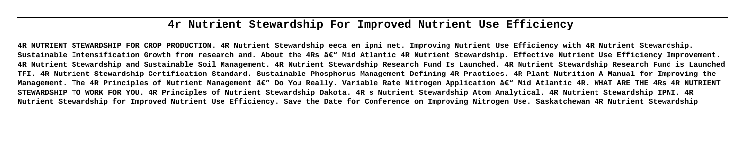# 4r Nutrient Stewardship For Improved Nutrient Use Efficiency

**4R NUTRIENT STEWARDSHIP FOR CROP PRODUCTION. 4R Nutrient Stewardship eeca en ipni net. Improving Nutrient Use Efficiency with 4R Nutrient Stewardship. Sustainable Intensification Growth from research and. About the 4Rs â€" Mid Atlantic 4R Nutrient Stewardship. Effective Nutrient Use Efficiency Improvement. 4R Nutrient Stewardship and Sustainable Soil Management. 4R Nutrient Stewardship Research Fund Is Launched. 4R Nutrient Stewardship Research Fund is Launched TFI. 4R Nutrient Stewardship Certification Standard. Sustainable Phosphorus Management Defining 4R Practices. 4R Plant Nutrition A Manual for Improving the Management. The 4R Principles of Nutrient Management â€" Do You Really. Variable Rate Nitrogen Application â€" Mid Atlantic 4R. WHAT ARE THE 4Rs 4R NUTRIENT STEWARDSHIP TO WORK FOR YOU. 4R Principles of Nutrient Stewardship Dakota. 4R s Nutrient Stewardship Atom Analytical. 4R Nutrient Stewardship IPNI. 4R Nutrient Stewardship for Improved Nutrient Use Efficiency. Save the Date for Conference on Improving Nitrogen Use. Saskatchewan 4R Nutrient Stewardship**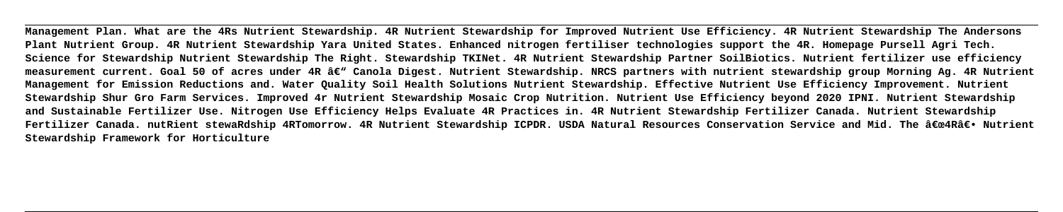**Management Plan. What are the 4Rs Nutrient Stewardship. 4R Nutrient Stewardship for Improved Nutrient Use Efficiency. 4R Nutrient Stewardship The Andersons Plant Nutrient Group. 4R Nutrient Stewardship Yara United States. Enhanced nitrogen fertiliser technologies support the 4R. Homepage Pursell Agri Tech. Science for Stewardship Nutrient Stewardship The Right. Stewardship TKINet. 4R Nutrient Stewardship Partner SoilBiotics. Nutrient fertilizer use efficiency measurement current. Goal 50 of acres under 4R â€" Canola Digest. Nutrient Stewardship. NRCS partners with nutrient stewardship group Morning Ag. 4R Nutrient Management for Emission Reductions and. Water Quality Soil Health Solutions Nutrient Stewardship. Effective Nutrient Use Efficiency Improvement. Nutrient Stewardship Shur Gro Farm Services. Improved 4r Nutrient Stewardship Mosaic Crop Nutrition. Nutrient Use Efficiency beyond 2020 IPNI. Nutrient Stewardship and Sustainable Fertilizer Use. Nitrogen Use Efficiency Helps Evaluate 4R Practices in. 4R Nutrient Stewardship Fertilizer Canada. Nutrient Stewardship Fertilizer Canada. nutRient stewaRdship 4RTomorrow. 4R Nutrient Stewardship ICPDR. USDA Natural Resources Conservation Service and Mid. The â€œ4Râ€• Nutrient Stewardship Framework for Horticulture**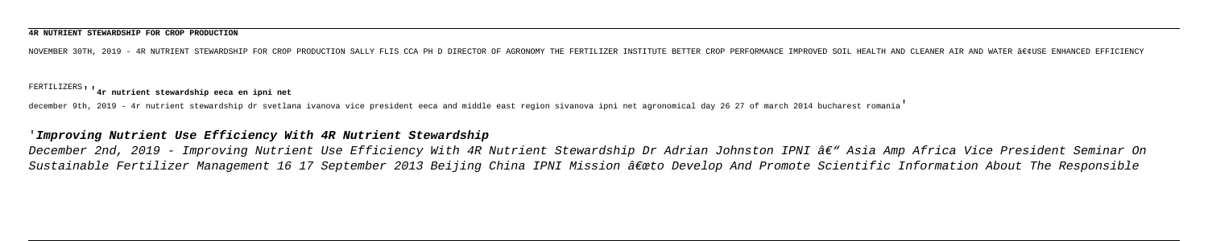**4R NUTRIENT STEWARDSHIP FOR CROP PRODUCTION**

NOVEMBER 30TH, 2019 - 4R NUTRIENT STEWARDSHIP FOR CROP PRODUCTION SALLY FLIS CCA PH D DIRECTOR OF AGRONOMY THE FERTILIZER INSTITUTE BETTER CROP PERFORMANCE IMPROVED SOIL HEALTH AND CLEANER AIR AND WATER â€¢USE ENHANCED EFFICIENCY FERTILIZERS''**4r nutrient stewardship eeca en ipni net**

december 9th, 2019 - 4r nutrient stewardship dr svetlana ivanova vice president eeca and middle east region sivanova ipni net agronomical day 26 27 of march 2014 bucharest romania'

## '*Improving Nutrient Use Efficiency With 4R Nutrient Stewardship*

*December 2nd, 2019 - Improving Nutrient Use Efficiency With 4R Nutrient Stewardship Dr Adrian Johnston IPNI â€" Asia Amp Africa Vice President Seminar On Sustainable Fertilizer Management 16 17 September 2013 Beijing China IPNI Mission â€œto Develop And Promote Scientific Information About The Responsible*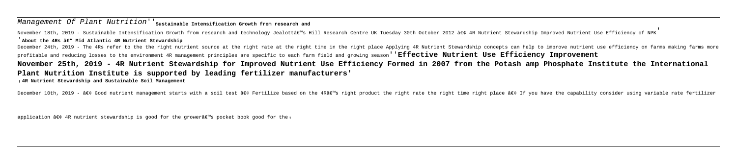Management Of Plant Nutrition''**Sustainable Intensification Growth from research and**

November 18th, 2019 - Sustainable Intensification Growth from research and technology Jealottâ€™s Hill Research Centre UK Tuesday 30th October 2012 â€¢ 4R Nutrient Stewardship Improved Nutrient Use Efficiency of NPK'

'**About the 4Rs â€“ Mid Atlantic 4R Nutrient Stewardship**

December 24th, 2019 - The 4Rs refer to the the right nutrient source at the right rate at the right time in the right place Applying 4R Nutrient Stewardship concepts can help to improve nutrient use efficiency on farms making farms more profitable and reducing losses to the environment 4R management principles are specific to each farm field and growing season''**Effective Nutrient Use Efficiency Improvement**

**November 25th, 2019 - 4R Nutrient Stewardship for Improved Nutrient Use Efficiency Formed in 2007 from the Potash amp Phosphate Institute the International Plant Nutrition Institute is supported by leading fertilizer manufacturers**'

'**4R Nutrient Stewardship and Sustainable Soil Management**

December 10th, 2019 - â€¢ Good nutrient management starts with a soil test â€¢ Fertilize based on the 4Râ€™s right product the right rate the right time right place â€¢ If you have the capability consider using variable rate fertilizer application â€¢ 4R nutrient stewardship is good for the growerâ€™s pocket book good for the'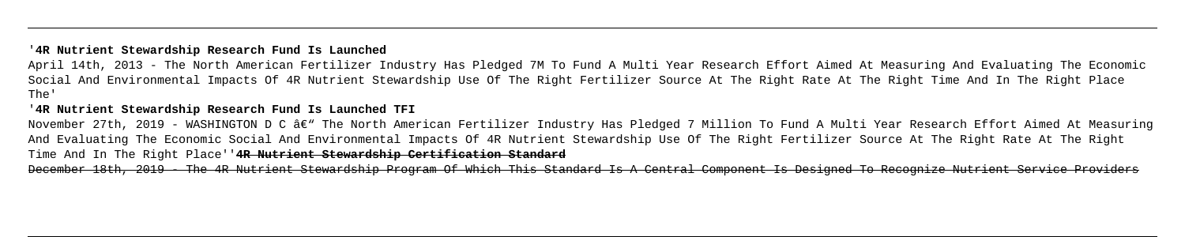'**4R Nutrient Stewardship Research Fund Is Launched**

April 14th, 2013 - The North American Fertilizer Industry Has Pledged 7M To Fund A Multi Year Research Effort Aimed At Measuring And Evaluating The Economic Social And Environmental Impacts Of 4R Nutrient Stewardship Use Of The Right Fertilizer Source At The Right Rate At The Right Time And In The Right Place The'

'**4R Nutrient Stewardship Research Fund Is Launched TFI**

November 27th, 2019 - WASHINGTON D C â€" The North American Fertilizer Industry Has Pledged 7 Million To Fund A Multi Year Research Effort Aimed At Measuring And Evaluating The Economic Social And Environmental Impacts Of 4R Nutrient Stewardship Use Of The Right Fertilizer Source At The Right Rate At The Right Time And In The Right Place''**4R Nutrient Stewardship Certification Standard**

December 18th, 2019 - The 4R Nutrient Stewardship Program Of Which This Standard Is A Central Component Is Designed To Recognize Nutrient Service Providers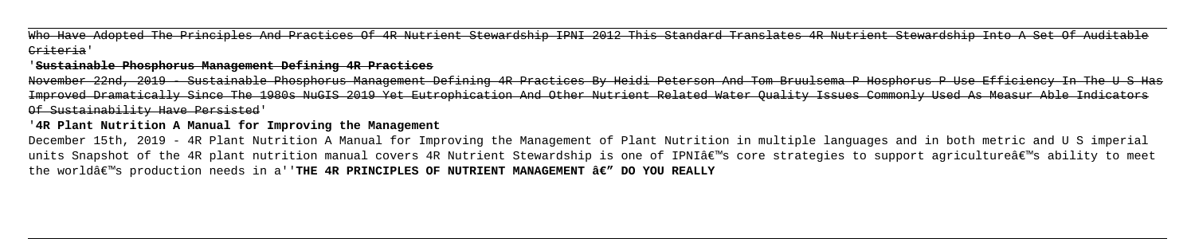Who Have Adopted The Principles And Practices Of 4R Nutrient Stewardship IPNI 2012 This Standard Translates 4R Nutrient Stewardship Into A Set Of Auditable Criteria'

'**Sustainable Phosphorus Management Defining 4R Practices**

November 22nd, 2019 - Sustainable Phosphorus Management Defining 4R Practices By Heidi Peterson And Tom Bruulsema P Hosphorus P Use Efficiency In The U S Has Improved Dramatically Since The 1980s NuGIS 2019 Yet Eutrophication And Other Nutrient Related Water Quality Issues Commonly Used As Measur Able Indicators Of Sustainability Have Persisted'

'**4R Plant Nutrition A Manual for Improving the Management**

December 15th, 2019 - 4R Plant Nutrition A Manual for Improving the Management of Plant Nutrition in multiple languages and in both metric and U S imperial units Snapshot of the 4R plant nutrition manual covers 4R Nutrient Stewardship is one of IPNIâ€™s core strategies to support agricultureâ€™s ability to meet the worldâ€™s production needs in a''**THE 4R PRINCIPLES OF NUTRIENT MANAGEMENT â€" DO YOU REALLY**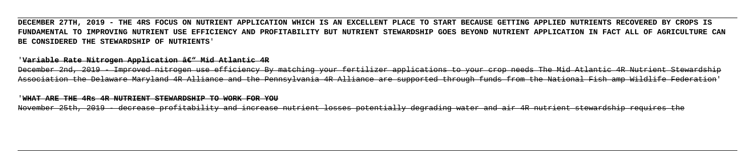**DECEMBER 27TH, 2019 - THE 4RS FOCUS ON NUTRIENT APPLICATION WHICH IS AN EXCELLENT PLACE TO START BECAUSE GETTING APPLIED NUTRIENTS RECOVERED BY CROPS IS FUNDAMENTAL TO IMPROVING NUTRIENT USE EFFICIENCY AND PROFITABILITY BUT NUTRIENT STEWARDSHIP GOES BEYOND NUTRIENT APPLICATION IN FACT ALL OF AGRICULTURE CAN BE CONSIDERED THE STEWARDSHIP OF NUTRIENTS'**

**'~~Variable Rate Nitrogen Application â€“ Mid Atlantic 4R~~**

~~December 2nd, 2019 - Improved nitrogen use efficiency By matching your fertilizer applications to your crop needs The Mid Atlantic 4R Nutrient Stewardship Association the Delaware Maryland 4R Alliance and the Pennsylvania 4R Alliance are supported through funds from the National Fish amp Wildlife Federation'~~

**'~~WHAT ARE THE 4RS 4R NUTRIENT STEWARDSHIP TO WORK FOR YOU~~**

~~November 25th, 2019 - decrease profitability and increase nutrient losses potentially degrading water and air 4R nutrient stewardship requires the~~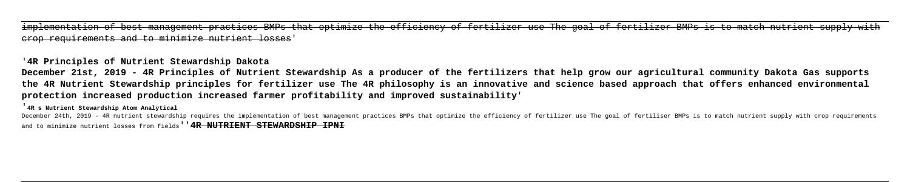~~implementation of best management practices BMPs that optimize the efficiency of fertilizer use The goal of fertilizer BMPs is to match nutrient supply with crop requirements and to minimize nutrient losses~~'

'**4R Principles of Nutrient Stewardship Dakota**

**December 21st, 2019 - 4R Principles of Nutrient Stewardship As a producer of the fertilizers that help grow our agricultural community Dakota Gas supports the 4R Nutrient Stewardship principles for fertilizer use The 4R philosophy is an innovative and science based approach that offers enhanced environmental protection increased production increased farmer profitability and improved sustainability**'

'**4R s Nutrient Stewardship Atom Analytical**

December 24th, 2019 - 4R nutrient stewardship requires the implementation of best management practices BMPs that optimize the efficiency of fertilizer use The goal of fertiliser BMPs is to match nutrient supply with crop requirements and to minimize nutrient losses from fields''**~~4R NUTRIENT STEWARDSHIP IPNI~~**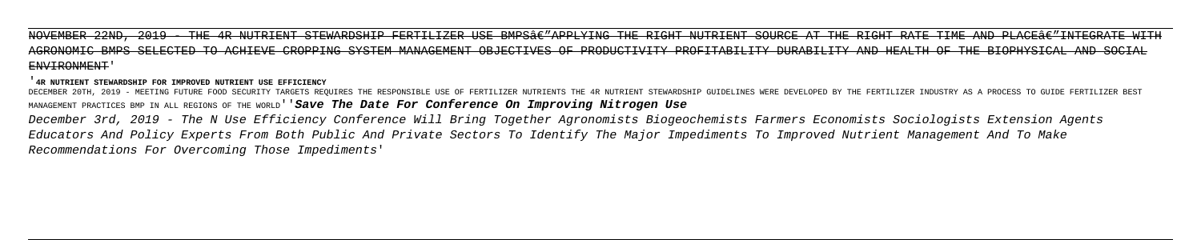~~NOVEMBER 22ND, 2019 - THE 4R NUTRIENT STEWARDSHIP FERTILIZER USE BMPSâ€"APPLYING THE RIGHT NUTRIENT SOURCE AT THE RIGHT RATE TIME AND PLACEâ€"INTEGRATE WITH AGRONOMIC BMPS SELECTED TO ACHIEVE CROPPING SYSTEM MANAGEMENT OBJECTIVES OF PRODUCTIVITY PROFITABILITY DURABILITY AND HEALTH OF THE BIOPHYSICAL AND SOCIAL ENVIRONMENT~~'

'**4R NUTRIENT STEWARDSHIP FOR IMPROVED NUTRIENT USE EFFICIENCY**

DECEMBER 20TH, 2019 - MEETING FUTURE FOOD SECURITY TARGETS REQUIRES THE RESPONSIBLE USE OF FERTILIZER NUTRIENTS THE 4R NUTRIENT STEWARDSHIP GUIDELINES WERE DEVELOPED BY THE FERTILIZER INDUSTRY AS A PROCESS TO GUIDE FERTILIZER BEST MANAGEMENT PRACTICES BMP IN ALL REGIONS OF THE WORLD''***Save The Date For Conference On Improving Nitrogen Use***

*December 3rd, 2019 - The N Use Efficiency Conference Will Bring Together Agronomists Biogeochemists Farmers Economists Sociologists Extension Agents Educators And Policy Experts From Both Public And Private Sectors To Identify The Major Impediments To Improved Nutrient Management And To Make Recommendations For Overcoming Those Impediments'*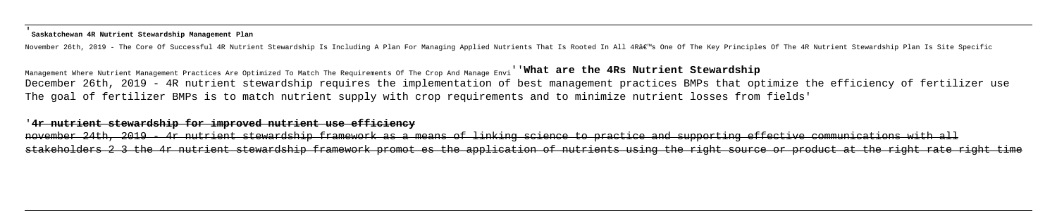'**Saskatchewan 4R Nutrient Stewardship Management Plan**

November 26th, 2019 - The Core Of Successful 4R Nutrient Stewardship Is Including A Plan For Managing Applied Nutrients That Is Rooted In All 4Râ€™s One Of The Key Principles Of The 4R Nutrient Stewardship Plan Is Site Specific Management Where Nutrient Management Practices Are Optimized To Match The Requirements Of The Crop And Manage Envi''**What are the 4Rs Nutrient Stewardship**

December 26th, 2019 - 4R nutrient stewardship requires the implementation of best management practices BMPs that optimize the efficiency of fertilizer use The goal of fertilizer BMPs is to match nutrient supply with crop requirements and to minimize nutrient losses from fields'

'**4r nutrient stewardship for improved nutrient use efficiency**

november 24th, 2019 - 4r nutrient stewardship framework as a means of linking science to practice and supporting effective communications with all stakeholders 2 3 the 4r nutrient stewardship framework promot es the application of nutrients using the right source or product at the right rate right time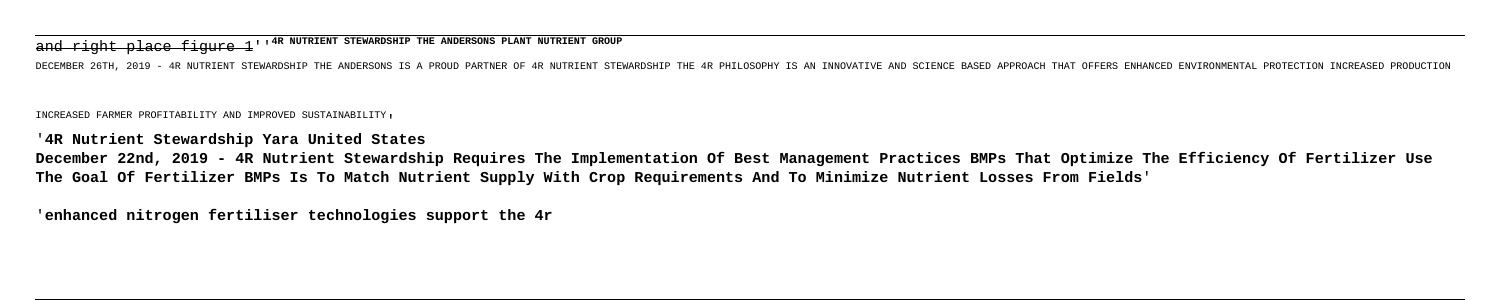and right place figure 1''**4R NUTRIENT STEWARDSHIP THE ANDERSONS PLANT NUTRIENT GROUP**

DECEMBER 26TH, 2019 - 4R NUTRIENT STEWARDSHIP THE ANDERSONS IS A PROUD PARTNER OF 4R NUTRIENT STEWARDSHIP THE 4R PHILOSOPHY IS AN INNOVATIVE AND SCIENCE BASED APPROACH THAT OFFERS ENHANCED ENVIRONMENTAL PROTECTION INCREASED PRODUCTION INCREASED FARMER PROFITABILITY AND IMPROVED SUSTAINABILITY'

'**4R Nutrient Stewardship Yara United States**

**December 22nd, 2019 - 4R Nutrient Stewardship Requires The Implementation Of Best Management Practices BMPs That Optimize The Efficiency Of Fertilizer Use The Goal Of Fertilizer BMPs Is To Match Nutrient Supply With Crop Requirements And To Minimize Nutrient Losses From Fields'**

'**enhanced nitrogen fertiliser technologies support the 4r**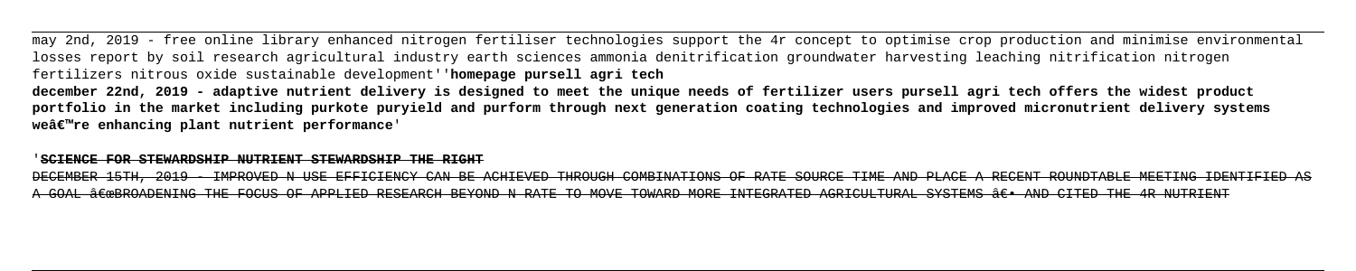may 2nd, 2019 - free online library enhanced nitrogen fertiliser technologies support the 4r concept to optimise crop production and minimise environmental losses report by soil research agricultural industry earth sciences ammonia denitrification groundwater harvesting leaching nitrification nitrogen fertilizers nitrous oxide sustainable development''**homepage pursell agri tech**

**december 22nd, 2019 - adaptive nutrient delivery is designed to meet the unique needs of fertilizer users pursell agri tech offers the widest product portfolio in the market including purkote puryield and purform through next generation coating technologies and improved micronutrient delivery systems weâ€™re enhancing plant nutrient performance**'

'**SCIENCE FOR STEWARDSHIP NUTRIENT STEWARDSHIP THE RIGHT**

DECEMBER 15TH, 2019 - IMPROVED N USE EFFICIENCY CAN BE ACHIEVED THROUGH COMBINATIONS OF RATE SOURCE TIME AND PLACE A RECENT ROUNDTABLE MEETING IDENTIFIED AS A GOAL â€œBROADENING THE FOCUS OF APPLIED RESEARCH BEYOND N RATE TO MOVE TOWARD MORE INTEGRATED AGRICULTURAL SYSTEMS â€• AND CITED THE 4R NUTRIENT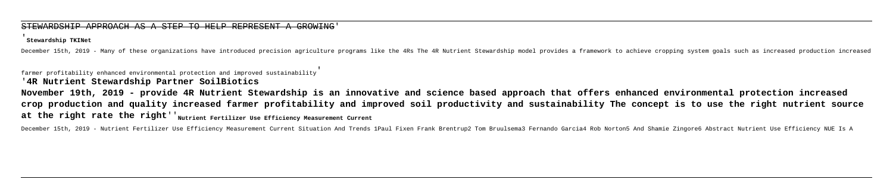STEWARDSHIP APPROACH AS A STEP TO HELP REPRESENT A GROWING'

'**Stewardship TKINet**

December 15th, 2019 - Many of these organizations have introduced precision agriculture programs like the 4Rs The 4R Nutrient Stewardship model provides a framework to achieve cropping system goals such as increased production increased farmer profitability enhanced environmental protection and improved sustainability'

'**4R Nutrient Stewardship Partner SoilBiotics**

**November 19th, 2019 - provide 4R Nutrient Stewardship is an innovative and science based approach that offers enhanced environmental protection increased crop production and quality increased farmer profitability and improved soil productivity and sustainability The concept is to use the right nutrient source at the right rate the right**''**Nutrient Fertilizer Use Efficiency Measurement Current**

December 15th, 2019 - Nutrient Fertilizer Use Efficiency Measurement Current Situation And Trends 1Paul Fixen Frank Brentrup2 Tom Bruulsema3 Fernando Garcia4 Rob Norton5 And Shamie Zingore6 Abstract Nutrient Use Efficiency NUE Is A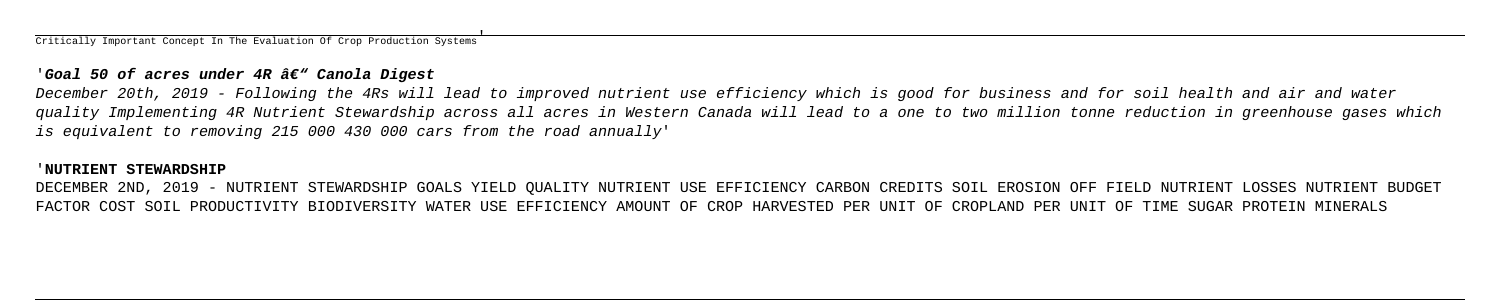Critically Important Concept In The Evaluation Of Crop Production Systems'

'*Goal 50 of acres under 4R â€" Canola Digest*

*December 20th, 2019 - Following the 4Rs will lead to improved nutrient use efficiency which is good for business and for soil health and air and water quality Implementing 4R Nutrient Stewardship across all acres in Western Canada will lead to a one to two million tonne reduction in greenhouse gases which is equivalent to removing 215 000 430 000 cars from the road annually*'

'**NUTRIENT STEWARDSHIP**

DECEMBER 2ND, 2019 - NUTRIENT STEWARDSHIP GOALS YIELD QUALITY NUTRIENT USE EFFICIENCY CARBON CREDITS SOIL EROSION OFF FIELD NUTRIENT LOSSES NUTRIENT BUDGET FACTOR COST SOIL PRODUCTIVITY BIODIVERSITY WATER USE EFFICIENCY AMOUNT OF CROP HARVESTED PER UNIT OF CROPLAND PER UNIT OF TIME SUGAR PROTEIN MINERALS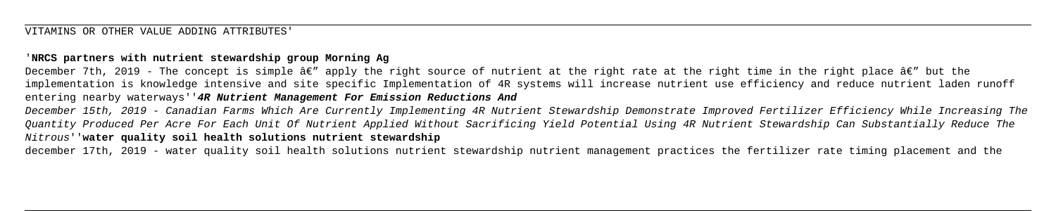VITAMINS OR OTHER VALUE ADDING ATTRIBUTES'

'**NRCS partners with nutrient stewardship group Morning Ag**

December 7th, 2019 - The concept is simple â€" apply the right source of nutrient at the right rate at the right time in the right place â€" but the implementation is knowledge intensive and site specific Implementation of 4R systems will increase nutrient use efficiency and reduce nutrient laden runoff entering nearby waterways''***4R Nutrient Management For Emission Reductions And***

*December 15th, 2019 - Canadian Farms Which Are Currently Implementing 4R Nutrient Stewardship Demonstrate Improved Fertilizer Efficiency While Increasing The Quantity Produced Per Acre For Each Unit Of Nutrient Applied Without Sacrificing Yield Potential Using 4R Nutrient Stewardship Can Substantially Reduce The Nitrous*''**water quality soil health solutions nutrient stewardship**

december 17th, 2019 - water quality soil health solutions nutrient stewardship nutrient management practices the fertilizer rate timing placement and the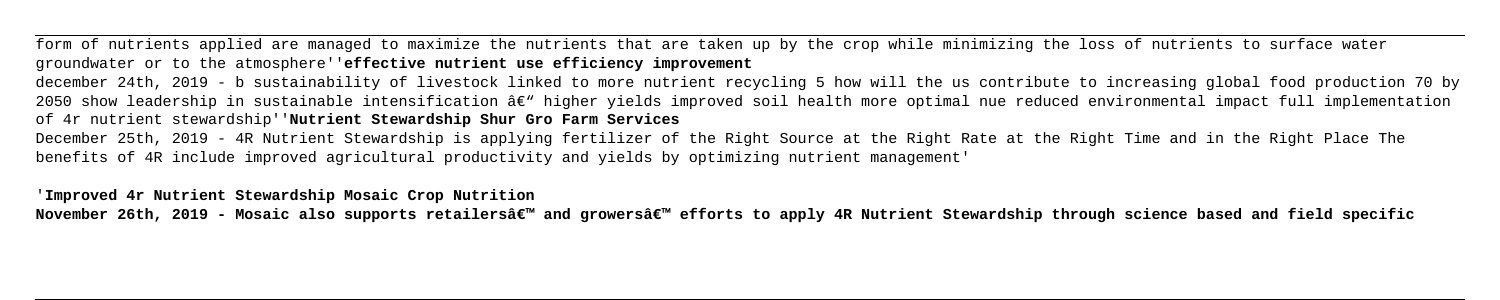form of nutrients applied are managed to maximize the nutrients that are taken up by the crop while minimizing the loss of nutrients to surface water groundwater or to the atmosphere''**effective nutrient use efficiency improvement**

december 24th, 2019 - b sustainability of livestock linked to more nutrient recycling 5 how will the us contribute to increasing global food production 70 by 2050 show leadership in sustainable intensification â€" higher yields improved soil health more optimal nue reduced environmental impact full implementation of 4r nutrient stewardship''**Nutrient Stewardship Shur Gro Farm Services**

December 25th, 2019 - 4R Nutrient Stewardship is applying fertilizer of the Right Source at the Right Rate at the Right Time and in the Right Place The benefits of 4R include improved agricultural productivity and yields by optimizing nutrient management'

'**Improved 4r Nutrient Stewardship Mosaic Crop Nutrition**

**November 26th, 2019 - Mosaic also supports retailersâ€™ and growersâ€™ efforts to apply 4R Nutrient Stewardship through science based and field specific**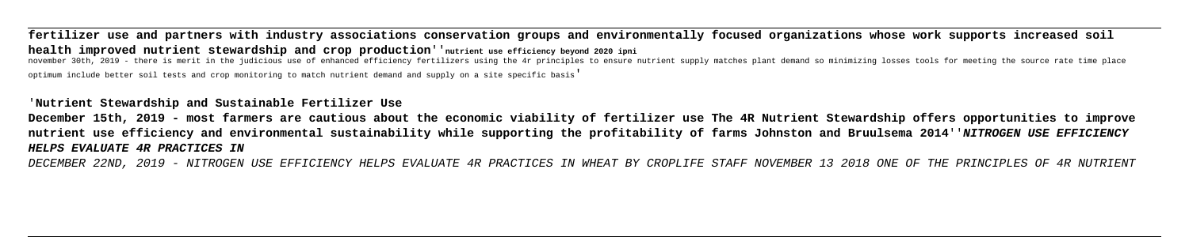**fertilizer use and partners with industry associations conservation groups and environmentally focused organizations whose work supports increased soil health improved nutrient stewardship and crop production**''**nutrient use efficiency beyond 2020 ipni**

november 30th, 2019 - there is merit in the judicious use of enhanced efficiency fertilizers using the 4r principles to ensure nutrient supply matches plant demand so minimizing losses tools for meeting the source rate time place optimum include better soil tests and crop monitoring to match nutrient demand and supply on a site specific basis'

'**Nutrient Stewardship and Sustainable Fertilizer Use**

**December 15th, 2019 - most farmers are cautious about the economic viability of fertilizer use The 4R Nutrient Stewardship offers opportunities to improve nutrient use efficiency and environmental sustainability while supporting the profitability of farms Johnston and Bruulsema 2014**''***NITROGEN USE EFFICIENCY HELPS EVALUATE 4R PRACTICES IN***

*DECEMBER 22ND, 2019 - NITROGEN USE EFFICIENCY HELPS EVALUATE 4R PRACTICES IN WHEAT BY CROPLIFE STAFF NOVEMBER 13 2018 ONE OF THE PRINCIPLES OF 4R NUTRIENT*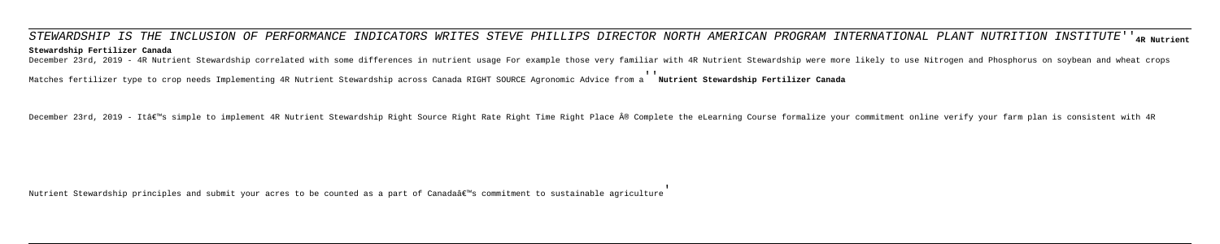STEWARDSHIP IS THE INCLUSION OF PERFORMANCE INDICATORS WRITES STEVE PHILLIPS DIRECTOR NORTH AMERICAN PROGRAM INTERNATIONAL PLANT NUTRITION INSTITUTE''**4R Nutrient Stewardship Fertilizer Canada**

December 23rd, 2019 - 4R Nutrient Stewardship correlated with some differences in nutrient usage For example those very familiar with 4R Nutrient Stewardship were more likely to use Nitrogen and Phosphorus on soybean and wheat crops Matches fertilizer type to crop needs Implementing 4R Nutrient Stewardship across Canada RIGHT SOURCE Agronomic Advice from a''**Nutrient Stewardship Fertilizer Canada**

December 23rd, 2019 - Itâ€™s simple to implement 4R Nutrient Stewardship Right Source Right Rate Right Time Right Place Â® Complete the eLearning Course formalize your commitment online verify your farm plan is consistent with 4R Nutrient Stewardship principles and submit your acres to be counted as a part of Canadaâ€™s commitment to sustainable agriculture'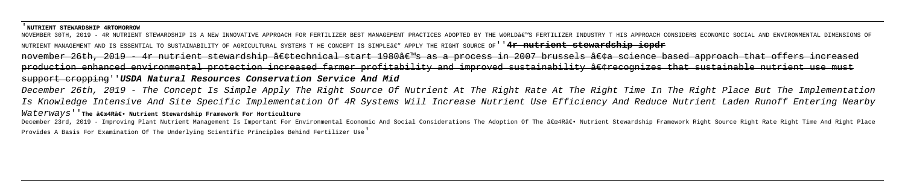'**NUTRIENT STEWARDSHIP 4RTOMORROW**

NOVEMBER 30TH, 2019 - 4R NUTRIENT STEWARDSHIP IS A NEW INNOVATIVE APPROACH FOR FERTILIZER BEST MANAGEMENT PRACTICES ADOPTED BY THE WORLDâ€™S FERTILIZER INDUSTRY T HIS APPROACH CONSIDERS ECONOMIC SOCIAL AND ENVIRONMENTAL DIMENSIONS OF NUTRIENT MANAGEMENT AND IS ESSENTIAL TO SUSTAINABILITY OF AGRICULTURAL SYSTEMS T HE CONCEPT IS SIMPLEâ€" APPLY THE RIGHT SOURCE OF''**4r nutrient stewardship icpdr**

~~november 26th, 2019 - 4r nutrient stewardship â€¢technical start 1980â€™s as a process in 2007 brussels â€¢a science based approach that offers increased production enhanced environmental protection increased farmer profitability and improved sustainability â€¢recognizes that sustainable nutrient use must support cropping~~''***USDA Natural Resources Conservation Service And Mid***

*December 26th, 2019 - The Concept Is Simple Apply The Right Source Of Nutrient At The Right Rate At The Right Time In The Right Place But The Implementation Is Knowledge Intensive And Site Specific Implementation Of 4R Systems Will Increase Nutrient Use Efficiency And Reduce Nutrient Laden Runoff Entering Nearby Waterways*''**The â€œ4Râ€• Nutrient Stewardship Framework For Horticulture**

December 23rd, 2019 - Improving Plant Nutrient Management Is Important For Environmental Economic And Social Considerations The Adoption Of The â€œ4Râ€• Nutrient Stewardship Framework Right Source Right Rate Right Time And Right Place Provides A Basis For Examination Of The Underlying Scientific Principles Behind Fertilizer Use'